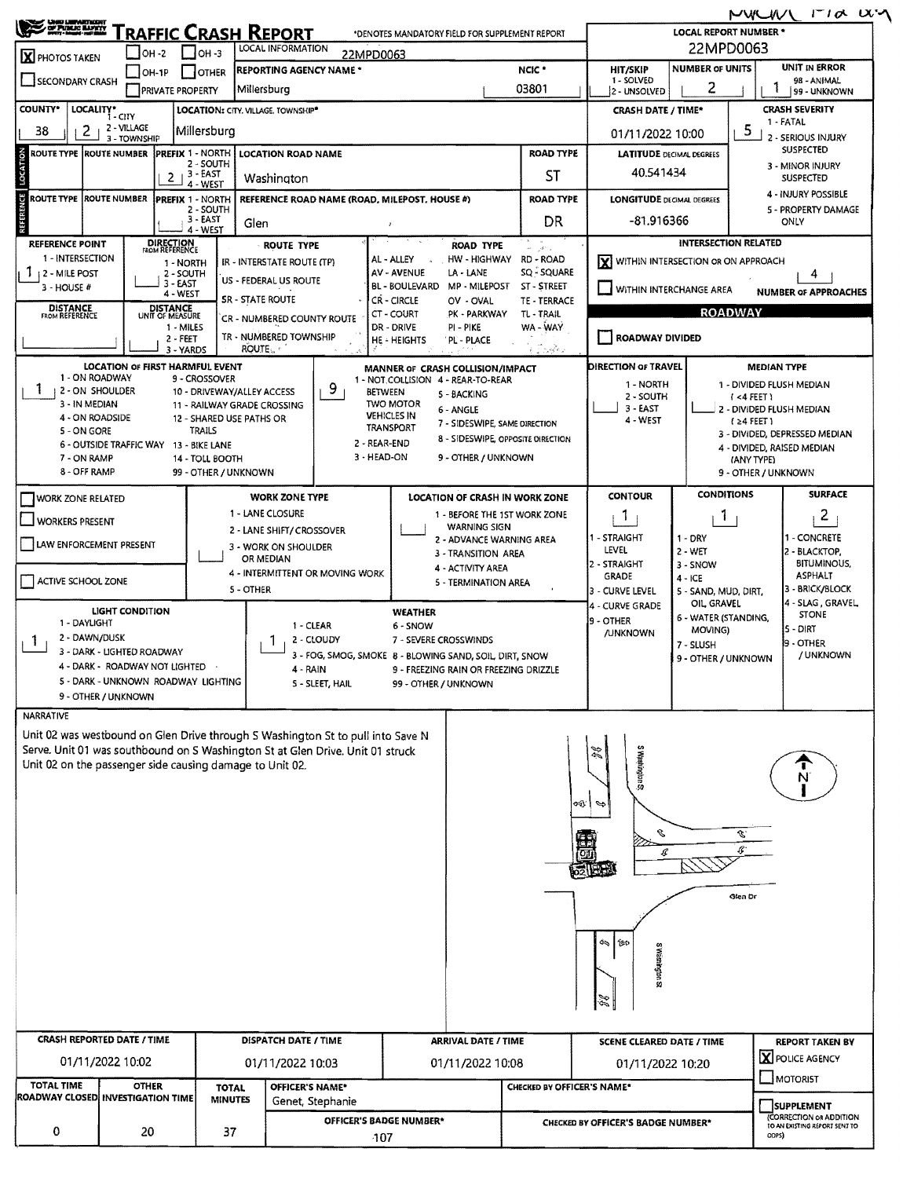# TRAFFIC CRASH REPORT

*DENOTES MANDATORY FIELD FOR SUPPLEMENT REPORT

MWM FIZ ODY

| | | |
|---|---|---|
| [X] PHOTOS TAKEN | [ ] OH-2 | [ ] OH-3 |
| [ ] SECONDARY CRASH | [ ] OH-1P | [ ] OTHER |
| | [ ] PRIVATE PROPERTY | |

**LOCAL INFORMATION:** 22MPD0063

**REPORTING AGENCY NAME*:** Millersburg

**NCIC*:** 03801

**LOCAL REPORT NUMBER*:** 22MPD0063

**HIT/SKIP** (1 - SOLVED, 2 - UNSOLVED):

**NUMBER OF UNITS:** 2

**UNIT IN ERROR** (98 - ANIMAL, 99 - UNKNOWN): 1

**COUNTY*:** 38

**LOCALITY*** (1 - CITY, 2 - VILLAGE, 3 - TOWNSHIP): 2

**LOCATION:** CITY, VILLAGE, TOWNSHIP*: Millersburg

**CRASH DATE / TIME*:** 01/11/2022 10:00

**CRASH SEVERITY:** 5 (1 - FATAL, 2 - SERIOUS INJURY SUSPECTED, 3 - MINOR INJURY SUSPECTED, 4 - INJURY POSSIBLE, 5 - PROPERTY DAMAGE ONLY)

## LOCATION

| ROUTE TYPE | ROUTE NUMBER | PREFIX (1 - NORTH, 2 - SOUTH, 3 - EAST, 4 - WEST) | LOCATION ROAD NAME | ROAD TYPE |
|---|---|---|---|---|
| | | 2 | Washington | ST |

**LATITUDE** DECIMAL DEGREES: 40.541434

## REFERENCE

| ROUTE TYPE | ROUTE NUMBER | PREFIX (1 - NORTH, 2 - SOUTH, 3 - EAST, 4 - WEST) | REFERENCE ROAD NAME (ROAD, MILEPOST, HOUSE #) | ROAD TYPE |
|---|---|---|---|---|
| | | | Glen | DR |

**LONGITUDE** DECIMAL DEGREES: -81.916366

**REFERENCE POINT** (1 - INTERSECTION, 2 - MILE POST, 3 - HOUSE #): 1

**DIRECTION FROM REFERENCE** (1 - NORTH, 2 - SOUTH, 3 - EAST, 4 - WEST):

**DISTANCE FROM REFERENCE:**

**DISTANCE UNIT OF MEASURE** (1 - MILES, 2 - FEET, 3 - YARDS):

**ROUTE TYPE:** IR - INTERSTATE ROUTE (TP); US - FEDERAL US ROUTE; SR - STATE ROUTE; CR - NUMBERED COUNTY ROUTE; TR - NUMBERED TOWNSHIP ROUTE

**ROAD TYPE:** AL - ALLEY; AV - AVENUE; BL - BOULEVARD; CR - CIRCLE; CT - COURT; DR - DRIVE; HE - HEIGHTS; HW - HIGHWAY; LA - LANE; MP - MILEPOST; OV - OVAL; PK - PARKWAY; PI - PIKE; PL - PLACE; RD - ROAD; SQ - SQUARE; ST - STREET; TE - TERRACE; TL - TRAIL; WA - WAY

**INTERSECTION RELATED**

- [X] WITHIN INTERSECTION OR ON APPROACH
- [ ] WITHIN INTERCHANGE AREA

**NUMBER OF APPROACHES:** 4

**ROADWAY**

- [ ] ROADWAY DIVIDED

**LOCATION OF FIRST HARMFUL EVENT:** 1 (1 - ON ROADWAY, 2 - ON SHOULDER, 3 - IN MEDIAN, 4 - ON ROADSIDE, 5 - ON GORE, 6 - OUTSIDE TRAFFIC WAY, 7 - ON RAMP, 8 - OFF RAMP, 9 - CROSSOVER, 10 - DRIVEWAY/ALLEY ACCESS, 11 - RAILWAY GRADE CROSSING, 12 - SHARED USE PATHS OR TRAILS, 13 - BIKE LANE, 14 - TOLL BOOTH, 99 - OTHER / UNKNOWN)

**MANNER OF CRASH COLLISION/IMPACT:** 9 (1 - NOT COLLISION BETWEEN TWO MOTOR VEHICLES IN TRANSPORT, 2 - REAR-END, 3 - HEAD-ON, 4 - REAR-TO-REAR, 5 - BACKING, 6 - ANGLE, 7 - SIDESWIPE, SAME DIRECTION, 8 - SIDESWIPE, OPPOSITE DIRECTION, 9 - OTHER / UNKNOWN)

**DIRECTION OF TRAVEL** (1 - NORTH, 2 - SOUTH, 3 - EAST, 4 - WEST):

**MEDIAN TYPE** (1 - DIVIDED FLUSH MEDIAN (<4 FEET), 2 - DIVIDED FLUSH MEDIAN (≥4 FEET), 3 - DIVIDED, DEPRESSED MEDIAN, 4 - DIVIDED, RAISED MEDIAN (ANY TYPE), 9 - OTHER / UNKNOWN):

- [ ] WORK ZONE RELATED
- [ ] WORKERS PRESENT
- [ ] LAW ENFORCEMENT PRESENT
- [ ] ACTIVE SCHOOL ZONE

**WORK ZONE TYPE** (1 - LANE CLOSURE, 2 - LANE SHIFT/CROSSOVER, 3 - WORK ON SHOULDER OR MEDIAN, 4 - INTERMITTENT OR MOVING WORK, 5 - OTHER):

**LOCATION OF CRASH IN WORK ZONE** (1 - BEFORE THE 1ST WORK ZONE WARNING SIGN, 2 - ADVANCE WARNING AREA, 3 - TRANSITION AREA, 4 - ACTIVITY AREA, 5 - TERMINATION AREA):

**CONTOUR:** 1 (1 - STRAIGHT LEVEL, 2 - STRAIGHT GRADE, 3 - CURVE LEVEL, 4 - CURVE GRADE, 9 - OTHER /UNKNOWN)

**CONDITIONS:** 1 (1 - DRY, 2 - WET, 3 - SNOW, 4 - ICE, 5 - SAND, MUD, DIRT, OIL, GRAVEL, 6 - WATER (STANDING, MOVING), 7 - SLUSH, 9 - OTHER / UNKNOWN)

**SURFACE:** 2 (1 - CONCRETE, 2 - BLACKTOP, BITUMINOUS, ASPHALT, 3 - BRICK/BLOCK, 4 - SLAG, GRAVEL, STONE, 5 - DIRT, 9 - OTHER / UNKNOWN)

**LIGHT CONDITION:** 1 (1 - DAYLIGHT, 2 - DAWN/DUSK, 3 - DARK - LIGHTED ROADWAY, 4 - DARK - ROADWAY NOT LIGHTED, 5 - DARK - UNKNOWN ROADWAY LIGHTING, 9 - OTHER / UNKNOWN)

**WEATHER:** 1 (1 - CLEAR, 2 - CLOUDY, 3 - FOG, SMOG, SMOKE, 4 - RAIN, 5 - SLEET, HAIL, 6 - SNOW, 7 - SEVERE CROSSWINDS, 8 - BLOWING SAND, SOIL, DIRT, SNOW, 9 - FREEZING RAIN OR FREEZING DRIZZLE, 99 - OTHER / UNKNOWN)

## NARRATIVE

Unit 02 was westbound on Glen Drive through S Washington St to pull into Save N Serve. Unit 01 was southbound on S Washington St at Glen Drive. Unit 01 struck Unit 02 on the passenger side causing damage to Unit 02.

S Washington St — Glen Dr — N

| CRASH REPORTED DATE / TIME | DISPATCH DATE / TIME | ARRIVAL DATE / TIME | SCENE CLEARED DATE / TIME | REPORT TAKEN BY |
|---|---|---|---|---|
| 01/11/2022 10:02 | 01/11/2022 10:03 | 01/11/2022 10:08 | 01/11/2022 10:20 | [X] POLICE AGENCY [ ] MOTORIST |

| TOTAL TIME ROADWAY CLOSED | OTHER INVESTIGATION TIME | TOTAL MINUTES | OFFICER'S NAME* | CHECKED BY OFFICER'S NAME* |
|---|---|---|---|---|
| 0 | 20 | 37 | Genet, Stephanie | |
| | | | **OFFICER'S BADGE NUMBER*** 107 | **CHECKED BY OFFICER'S BADGE NUMBER*** |

- [ ] SUPPLEMENT (CORRECTION OR ADDITION TO AN EXISTING REPORT SENT TO ODPS)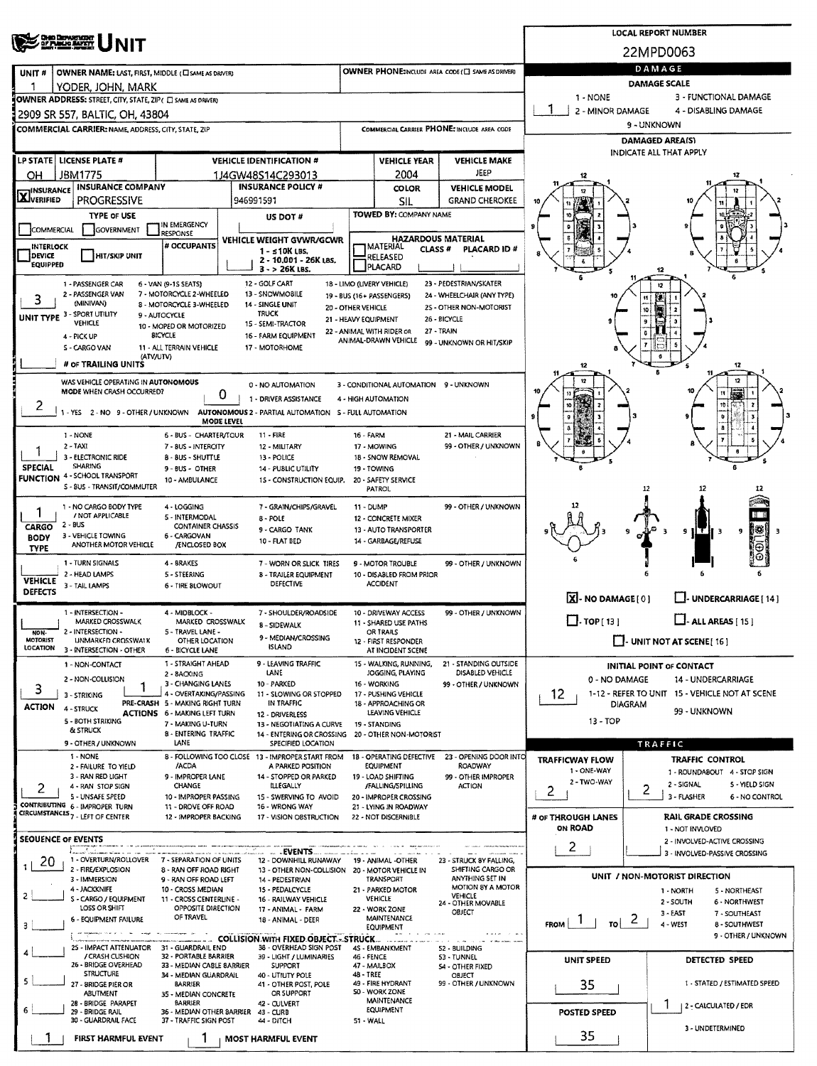# UNIT

**LOCAL REPORT NUMBER:** 22MPD0063

| UNIT # | OWNER NAME: LAST, FIRST, MIDDLE (☐ SAME AS DRIVER) | OWNER PHONE: INCLUDE AREA CODE (☐ SAME AS DRIVER) |
|---|---|---|
| 1 | YODER, JOHN, MARK | |

**OWNER ADDRESS:** STREET, CITY, STATE, ZIP (☐ SAME AS DRIVER)
2909 SR 557, BALTIC, OH, 43804

**COMMERCIAL CARRIER:** NAME, ADDRESS, CITY, STATE, ZIP
**COMMERCIAL CARRIER PHONE:** INCLUDE AREA CODE

| LP STATE | LICENSE PLATE # | VEHICLE IDENTIFICATION # | VEHICLE YEAR | VEHICLE MAKE |
|---|---|---|---|---|
| OH | JBM1775 | 1J4GW48S14C293013 | 2004 | JEEP |

| INSURANCE VERIFIED | INSURANCE COMPANY | INSURANCE POLICY # | COLOR | VEHICLE MODEL |
|---|---|---|---|---|
| X | PROGRESSIVE | 946991591 | SIL | GRAND CHEROKEE |

**TYPE OF USE:** ☐ COMMERCIAL ☐ GOVERNMENT ☐ IN EMERGENCY RESPONSE
**US DOT #:**
**TOWED BY:** COMPANY NAME
☐ INTERLOCK DEVICE EQUIPPED ☐ HIT/SKIP UNIT
**# OCCUPANTS:**
**VEHICLE WEIGHT GVWR/GCWR:** 1 - ≤10K LBS. 2 - 10,001 - 26K LBS. 3 - > 26K LBS.
**HAZARDOUS MATERIAL:** ☐ MATERIAL RELEASED ☐ PLACARD CLASS # PLACARD ID #

**UNIT TYPE:** 3
1 - PASSENGER CAR; 2 - PASSENGER VAN (MINIVAN); 3 - SPORT UTILITY VEHICLE; 4 - PICK UP; 5 - CARGO VAN; 6 - VAN (9-15 SEATS); 7 - MOTORCYCLE 2-WHEELED; 8 - MOTORCYCLE 3-WHEELED; 9 - AUTOCYCLE; 10 - MOPED OR MOTORIZED BICYCLE; 11 - ALL TERRAIN VEHICLE (ATV/UTV); 12 - GOLF CART; 13 - SNOWMOBILE; 14 - SINGLE UNIT TRUCK; 15 - SEMI-TRACTOR; 16 - FARM EQUIPMENT; 17 - MOTORHOME; 18 - LIMO (LIVERY VEHICLE); 19 - BUS (16+ PASSENGERS); 20 - OTHER VEHICLE; 21 - HEAVY EQUIPMENT; 22 - ANIMAL WITH RIDER OR ANIMAL-DRAWN VEHICLE; 23 - PEDESTRIAN/SKATER; 24 - WHEELCHAIR (ANY TYPE); 25 - OTHER NON-MOTORIST; 26 - BICYCLE; 27 - TRAIN; 99 - UNKNOWN OR HIT/SKIP

**# OF TRAILING UNITS:**

**WAS VEHICLE OPERATING IN AUTONOMOUS MODE WHEN CRASH OCCURRED?** 2
1 - YES 2 - NO 9 - OTHER / UNKNOWN
**AUTONOMOUS MODE LEVEL:** 0
0 - NO AUTOMATION; 1 - DRIVER ASSISTANCE; 2 - PARTIAL AUTOMATION; 3 - CONDITIONAL AUTOMATION; 4 - HIGH AUTOMATION; 5 - FULL AUTOMATION; 9 - UNKNOWN

**SPECIAL FUNCTION:** 1
1 - NONE; 2 - TAXI; 3 - ELECTRONIC RIDE SHARING; 4 - SCHOOL TRANSPORT; 5 - BUS - TRANSIT/COMMUTER; 6 - BUS - CHARTER/TOUR; 7 - BUS - INTERCITY; 8 - BUS - SHUTTLE; 9 - BUS - OTHER; 10 - AMBULANCE; 11 - FIRE; 12 - MILITARY; 13 - POLICE; 14 - PUBLIC UTILITY; 15 - CONSTRUCTION EQUIP.; 16 - FARM; 17 - MOWING; 18 - SNOW REMOVAL; 19 - TOWING; 20 - SAFETY SERVICE PATROL; 21 - MAIL CARRIER; 99 - OTHER / UNKNOWN

**CARGO BODY TYPE:** 1
1 - NO CARGO BODY TYPE / NOT APPLICABLE; 2 - BUS; 3 - VEHICLE TOWING ANOTHER MOTOR VEHICLE; 4 - LOGGING; 5 - INTERMODAL CONTAINER CHASSIS; 6 - CARGOVAN /ENCLOSED BOX; 7 - GRAIN/CHIPS/GRAVEL; 8 - POLE; 9 - CARGO TANK; 10 - FLAT BED; 11 - DUMP; 12 - CONCRETE MIXER; 13 - AUTO TRANSPORTER; 14 - GARBAGE/REFUSE; 99 - OTHER / UNKNOWN

**VEHICLE DEFECTS:**
1 - TURN SIGNALS; 2 - HEAD LAMPS; 3 - TAIL LAMPS; 4 - BRAKES; 5 - STEERING; 6 - TIRE BLOWOUT; 7 - WORN OR SLICK TIRES; 8 - TRAILER EQUIPMENT DEFECTIVE; 9 - MOTOR TROUBLE; 10 - DISABLED FROM PRIOR ACCIDENT; 99 - OTHER / UNKNOWN

**NON-MOTORIST LOCATION:**
1 - INTERSECTION - MARKED CROSSWALK; 2 - INTERSECTION - UNMARKED CROSSWALK; 3 - INTERSECTION - OTHER; 4 - MIDBLOCK - MARKED CROSSWALK; 5 - TRAVEL LANE - OTHER LOCATION; 6 - BICYCLE LANE; 7 - SHOULDER/ROADSIDE; 8 - SIDEWALK; 9 - MEDIAN/CROSSING ISLAND; 10 - DRIVEWAY ACCESS; 11 - SHARED USE PATHS OR TRAILS; 12 - FIRST RESPONDER AT INCIDENT SCENE; 99 - OTHER / UNKNOWN

**ACTION:** 3 **PRE-CRASH ACTIONS:** 1
ACTION: 1 - NON-CONTACT; 2 - NON-COLLISION; 3 - STRIKING; 4 - STRUCK; 5 - BOTH STRIKING & STRUCK; 9 - OTHER / UNKNOWN
PRE-CRASH ACTIONS: 1 - STRAIGHT AHEAD; 2 - BACKING; 3 - CHANGING LANES; 4 - OVERTAKING/PASSING; 5 - MAKING RIGHT TURN; 6 - MAKING LEFT TURN; 7 - MAKING U-TURN; 8 - ENTERING TRAFFIC LANE; 9 - LEAVING TRAFFIC LANE; 10 - PARKED; 11 - SLOWING OR STOPPED IN TRAFFIC; 12 - DRIVERLESS; 13 - NEGOTIATING A CURVE; 14 - ENTERING OR CROSSING SPECIFIED LOCATION; 15 - WALKING, RUNNING, JOGGING, PLAYING; 16 - WORKING; 17 - PUSHING VEHICLE; 18 - APPROACHING OR LEAVING VEHICLE; 19 - STANDING; 20 - OTHER NON-MOTORIST; 21 - STANDING OUTSIDE DISABLED VEHICLE; 99 - OTHER / UNKNOWN

**CONTRIBUTING CIRCUMSTANCES:** 2
1 - NONE; 2 - FAILURE TO YIELD; 3 - RAN RED LIGHT; 4 - RAN STOP SIGN; 5 - UNSAFE SPEED; 6 - IMPROPER TURN; 7 - LEFT OF CENTER; 8 - FOLLOWING TOO CLOSE /ACDA; 9 - IMPROPER LANE CHANGE; 10 - IMPROPER PASSING; 11 - DROVE OFF ROAD; 12 - IMPROPER BACKING; 13 - IMPROPER START FROM A PARKED POSITION; 14 - STOPPED OR PARKED ILLEGALLY; 15 - SWERVING TO AVOID; 16 - WRONG WAY; 17 - VISION OBSTRUCTION; 18 - OPERATING DEFECTIVE EQUIPMENT; 19 - LOAD SHIFTING /FALLING/SPILLING; 20 - IMPROPER CROSSING; 21 - LYING IN ROADWAY; 22 - NOT DISCERNIBLE; 23 - OPENING DOOR INTO ROADWAY; 99 - OTHER IMPROPER ACTION

**SEQUENCE OF EVENTS:** 1: 20; 2: ; 3: ; 4: ; 5: ; 6:

EVENTS: 1 - OVERTURN/ROLLOVER; 2 - FIRE/EXPLOSION; 3 - IMMERSION; 4 - JACKKNIFE; 5 - CARGO / EQUIPMENT LOSS OR SHIFT; 6 - EQUIPMENT FAILURE; 7 - SEPARATION OF UNITS; 8 - RAN OFF ROAD RIGHT; 9 - RAN OFF ROAD LEFT; 10 - CROSS MEDIAN; 11 - CROSS CENTERLINE - OPPOSITE DIRECTION OF TRAVEL; 12 - DOWNHILL RUNAWAY; 13 - OTHER NON-COLLISION; 14 - PEDESTRIAN; 15 - PEDALCYCLE; 16 - RAILWAY VEHICLE; 17 - ANIMAL - FARM; 18 - ANIMAL - DEER; 19 - ANIMAL -OTHER; 20 - MOTOR VEHICLE IN TRANSPORT; 21 - PARKED MOTOR VEHICLE; 22 - WORK ZONE MAINTENANCE EQUIPMENT; 23 - STRUCK BY FALLING, SHIFTING CARGO OR ANYTHING SET IN MOTION BY A MOTOR VEHICLE; 24 - OTHER MOVABLE OBJECT

COLLISION WITH FIXED OBJECT - STRUCK: 25 - IMPACT ATTENUATOR / CRASH CUSHION; 26 - BRIDGE OVERHEAD STRUCTURE; 27 - BRIDGE PIER OR ABUTMENT; 28 - BRIDGE PARAPET; 29 - BRIDGE RAIL; 30 - GUARDRAIL FACE; 31 - GUARDRAIL END; 32 - PORTABLE BARRIER; 33 - MEDIAN CABLE BARRIER; 34 - MEDIAN GUARDRAIL BARRIER; 35 - MEDIAN CONCRETE BARRIER; 36 - MEDIAN OTHER BARRIER; 37 - TRAFFIC SIGN POST; 38 - OVERHEAD SIGN POST; 39 - LIGHT / LUMINARIES SUPPORT; 40 - UTILITY POLE; 41 - OTHER POST, POLE OR SUPPORT; 42 - CULVERT; 43 - CURB; 44 - DITCH; 45 - EMBANKMENT; 46 - FENCE; 47 - MAILBOX; 48 - TREE; 49 - FIRE HYDRANT; 50 - WORK ZONE MAINTENANCE EQUIPMENT; 51 - WALL; 52 - BUILDING; 53 - TUNNEL; 54 - OTHER FIXED OBJECT; 99 - OTHER / UNKNOWN

**FIRST HARMFUL EVENT:** 1 **MOST HARMFUL EVENT:** 1

## DAMAGE

**DAMAGE SCALE:** 1
1 - NONE; 2 - MINOR DAMAGE; 3 - FUNCTIONAL DAMAGE; 4 - DISABLING DAMAGE; 9 - UNKNOWN

**DAMAGED AREA(S)** — INDICATE ALL THAT APPLY

☒ - NO DAMAGE [ 0 ] ☐ - UNDERCARRIAGE [ 14 ] ☐ - TOP [ 13 ] ☐ - ALL AREAS [ 15 ] ☐ - UNIT NOT AT SCENE [ 16 ]

**INITIAL POINT OF CONTACT:** 12
0 - NO DAMAGE; 1-12 - REFER TO UNIT DIAGRAM; 13 - TOP; 14 - UNDERCARRIAGE; 15 - VEHICLE NOT AT SCENE; 99 - UNKNOWN

## TRAFFIC

**TRAFFICWAY FLOW:** 2 (1 - ONE-WAY; 2 - TWO-WAY)
**TRAFFIC CONTROL:** 2 (1 - ROUNDABOUT; 2 - SIGNAL; 3 - FLASHER; 4 - STOP SIGN; 5 - YIELD SIGN; 6 - NO CONTROL)
**# OF THROUGH LANES ON ROAD:** 2
**RAIL GRADE CROSSING:** 1 - NOT INVLOVED; 2 - INVOLVED-ACTIVE CROSSING; 3 - INVOLVED-PASSIVE CROSSING

**UNIT / NON-MOTORIST DIRECTION:** FROM 1 TO 2
1 - NORTH; 2 - SOUTH; 3 - EAST; 4 - WEST; 5 - NORTHEAST; 6 - NORTHWEST; 7 - SOUTHEAST; 8 - SOUTHWEST; 9 - OTHER / UNKNOWN

**UNIT SPEED:** 35
**DETECTED SPEED:** 1 (1 - STATED / ESTIMATED SPEED; 2 - CALCULATED / EDR; 3 - UNDETERMINED)
**POSTED SPEED:** 35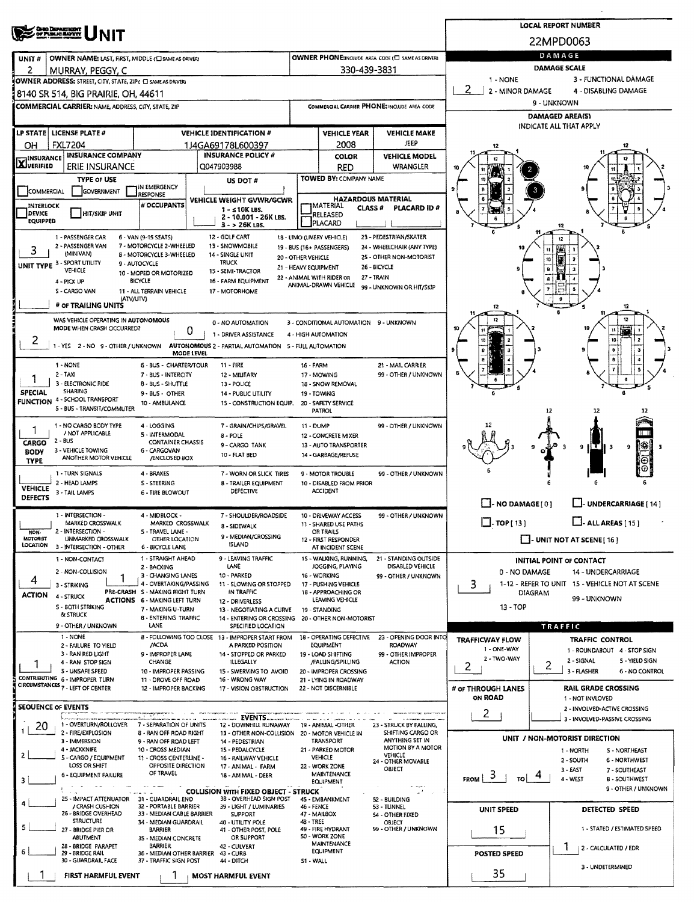# UNIT

**LOCAL REPORT NUMBER:** 22MPD0063

| UNIT # | OWNER NAME: LAST, FIRST, MIDDLE (☐ SAME AS DRIVER) | OWNER PHONE: INCLUDE AREA CODE (☐ SAME AS DRIVER) |
|---|---|---|
| 2 | MURRAY, PEGGY, C | 330-439-3831 |

**OWNER ADDRESS:** STREET, CITY, STATE, ZIP (☐ SAME AS DRIVER)
8140 SR 514, BIG PRAIRIE, OH, 44611

**COMMERCIAL CARRIER:** NAME, ADDRESS, CITY, STATE, ZIP | **COMMERCIAL CARRIER PHONE:** INCLUDE AREA CODE

| LP STATE | LICENSE PLATE # | VEHICLE IDENTIFICATION # | VEHICLE YEAR | VEHICLE MAKE |
|---|---|---|---|---|
| OH | FXL7204 | 1J4GA69178L600397 | 2008 | JEEP |

| INSURANCE | INSURANCE COMPANY | INSURANCE POLICY # | COLOR | VEHICLE MODEL |
|---|---|---|---|---|
| [X] VERIFIED | ERIE INSURANCE | Q047903988 | RED | WRANGLER |

**TYPE OF USE:** ☐ COMMERCIAL ☐ GOVERNMENT ☐ IN EMERGENCY RESPONSE

**US DOT #:**

**TOWED BY:** COMPANY NAME

☐ INTERLOCK DEVICE EQUIPPED ☐ HIT/SKIP UNIT

**# OCCUPANTS:**

**VEHICLE WEIGHT GVWR/GCWR:** 1 - ≤10K LBS. 2 - 10,001 - 26K LBS. 3 - > 26K LBS.

**HAZARDOUS MATERIAL:** ☐ MATERIAL CLASS # ☐ RELEASED ☐ PLACARD — PLACARD ID #

**UNIT TYPE:** 3
1 - PASSENGER CAR, 2 - PASSENGER VAN (MINIVAN), 3 - SPORT UTILITY VEHICLE, 4 - PICK UP, 5 - CARGO VAN, 6 - VAN (9-15 SEATS), 7 - MOTORCYCLE 2-WHEELED, 8 - MOTORCYCLE 3-WHEELED, 9 - AUTOCYCLE, 10 - MOPED OR MOTORIZED BICYCLE, 11 - ALL TERRAIN VEHICLE (ATV/UTV), 12 - GOLF CART, 13 - SNOWMOBILE, 14 - SINGLE UNIT TRUCK, 15 - SEMI-TRACTOR, 16 - FARM EQUIPMENT, 17 - MOTORHOME, 18 - LIMO (LIVERY VEHICLE), 19 - BUS (16+ PASSENGERS), 20 - OTHER VEHICLE, 21 - HEAVY EQUIPMENT, 22 - ANIMAL WITH RIDER OR ANIMAL-DRAWN VEHICLE, 23 - PEDESTRIAN/SKATER, 24 - WHEELCHAIR (ANY TYPE), 25 - OTHER NON-MOTORIST, 26 - BICYCLE, 27 - TRAIN, 99 - UNKNOWN OR HIT/SKIP

**# OF TRAILING UNITS:**

**WAS VEHICLE OPERATING IN AUTONOMOUS MODE WHEN CRASH OCCURRED?** 2
1 - YES 2 - NO 9 - OTHER / UNKNOWN

**AUTONOMOUS MODE LEVEL:** 0
0 - NO AUTOMATION, 1 - DRIVER ASSISTANCE, 2 - PARTIAL AUTOMATION, 3 - CONDITIONAL AUTOMATION, 4 - HIGH AUTOMATION, 5 - FULL AUTOMATION, 9 - UNKNOWN

**SPECIAL FUNCTION:** 1
1 - NONE, 2 - TAXI, 3 - ELECTRONIC RIDE SHARING, 4 - SCHOOL TRANSPORT, 5 - BUS - TRANSIT/COMMUTER, 6 - BUS - CHARTER/TOUR, 7 - BUS - INTERCITY, 8 - BUS - SHUTTLE, 9 - BUS - OTHER, 10 - AMBULANCE, 11 - FIRE, 12 - MILITARY, 13 - POLICE, 14 - PUBLIC UTILITY, 15 - CONSTRUCTION EQUIP., 16 - FARM, 17 - MOWING, 18 - SNOW REMOVAL, 19 - TOWING, 20 - SAFETY SERVICE PATROL, 21 - MAIL CARRIER, 99 - OTHER / UNKNOWN

**CARGO BODY TYPE:** 1
1 - NO CARGO BODY TYPE / NOT APPLICABLE, 2 - BUS, 3 - VEHICLE TOWING ANOTHER MOTOR VEHICLE, 4 - LOGGING, 5 - INTERMODAL CONTAINER CHASSIS, 6 - CARGOVAN /ENCLOSED BOX, 7 - GRAIN/CHIPS/GRAVEL, 8 - POLE, 9 - CARGO TANK, 10 - FLAT BED, 11 - DUMP, 12 - CONCRETE MIXER, 13 - AUTO TRANSPORTER, 14 - GARBAGE/REFUSE, 99 - OTHER / UNKNOWN

**VEHICLE DEFECTS:**
1 - TURN SIGNALS, 2 - HEAD LAMPS, 3 - TAIL LAMPS, 4 - BRAKES, 5 - STEERING, 6 - TIRE BLOWOUT, 7 - WORN OR SLICK TIRES, 8 - TRAILER EQUIPMENT DEFECTIVE, 9 - MOTOR TROUBLE, 10 - DISABLED FROM PRIOR ACCIDENT, 99 - OTHER / UNKNOWN

**NON-MOTORIST LOCATION:**
1 - INTERSECTION - MARKED CROSSWALK, 2 - INTERSECTION - UNMARKED CROSSWALK, 3 - INTERSECTION - OTHER, 4 - MIDBLOCK - MARKED CROSSWALK, 5 - TRAVEL LANE - OTHER LOCATION, 6 - BICYCLE LANE, 7 - SHOULDER/ROADSIDE, 8 - SIDEWALK, 9 - MEDIAN/CROSSING ISLAND, 10 - DRIVEWAY ACCESS, 11 - SHARED USE PATHS OR TRAILS, 12 - FIRST RESPONDER AT INCIDENT SCENE, 99 - OTHER / UNKNOWN

**ACTION:** 4 **PRE-CRASH ACTIONS:** 1
ACTION: 1 - NON-CONTACT, 2 - NON-COLLISION, 3 - STRIKING, 4 - STRUCK, 5 - BOTH STRIKING & STRUCK, 9 - OTHER / UNKNOWN
PRE-CRASH ACTIONS: 1 - STRAIGHT AHEAD, 2 - BACKING, 3 - CHANGING LANES, 4 - OVERTAKING/PASSING, 5 - MAKING RIGHT TURN, 6 - MAKING LEFT TURN, 7 - MAKING U-TURN, 8 - ENTERING TRAFFIC LANE, 9 - LEAVING TRAFFIC LANE, 10 - PARKED, 11 - SLOWING OR STOPPED IN TRAFFIC, 12 - DRIVERLESS, 13 - NEGOTIATING A CURVE, 14 - ENTERING OR CROSSING SPECIFIED LOCATION, 15 - WALKING, RUNNING, JOGGING, PLAYING, 16 - WORKING, 17 - PUSHING VEHICLE, 18 - APPROACHING OR LEAVING VEHICLE, 19 - STANDING, 20 - OTHER NON-MOTORIST, 21 - STANDING OUTSIDE DISABLED VEHICLE, 99 - OTHER / UNKNOWN

**CONTRIBUTING CIRCUMSTANCES:** 1
1 - NONE, 2 - FAILURE TO YIELD, 3 - RAN RED LIGHT, 4 - RAN STOP SIGN, 5 - UNSAFE SPEED, 6 - IMPROPER TURN, 7 - LEFT OF CENTER, 8 - FOLLOWING TOO CLOSE /ACDA, 9 - IMPROPER LANE CHANGE, 10 - IMPROPER PASSING, 11 - DROVE OFF ROAD, 12 - IMPROPER BACKING, 13 - IMPROPER START FROM A PARKED POSITION, 14 - STOPPED OR PARKED ILLEGALLY, 15 - SWERVING TO AVOID, 16 - WRONG WAY, 17 - VISION OBSTRUCTION, 18 - OPERATING DEFECTIVE EQUIPMENT, 19 - LOAD SHIFTING /FALLING/SPILLING, 20 - IMPROPER CROSSING, 21 - LYING IN ROADWAY, 22 - NOT DISCERNIBLE, 23 - OPENING DOOR INTO ROADWAY, 99 - OTHER IMPROPER ACTION

**SEQUENCE OF EVENTS:** 1: 20, 2: , 3: , 4: , 5: , 6:

EVENTS: 1 - OVERTURN/ROLLOVER, 2 - FIRE/EXPLOSION, 3 - IMMERSION, 4 - JACKKNIFE, 5 - CARGO / EQUIPMENT LOSS OR SHIFT, 6 - EQUIPMENT FAILURE, 7 - SEPARATION OF UNITS, 8 - RAN OFF ROAD RIGHT, 9 - RAN OFF ROAD LEFT, 10 - CROSS MEDIAN, 11 - CROSS CENTERLINE - OPPOSITE DIRECTION OF TRAVEL, 12 - DOWNHILL RUNAWAY, 13 - OTHER NON-COLLISION, 14 - PEDESTRIAN, 15 - PEDALCYCLE, 16 - RAILWAY VEHICLE, 17 - ANIMAL - FARM, 18 - ANIMAL - DEER, 19 - ANIMAL -OTHER, 20 - MOTOR VEHICLE IN TRANSPORT, 21 - PARKED MOTOR VEHICLE, 22 - WORK ZONE MAINTENANCE EQUIPMENT, 23 - STRUCK BY FALLING, SHIFTING CARGO OR ANYTHING SET IN MOTION BY A MOTOR VEHICLE, 24 - OTHER MOVABLE OBJECT

COLLISION WITH FIXED OBJECT - STRUCK: 25 - IMPACT ATTENUATOR / CRASH CUSHION, 26 - BRIDGE OVERHEAD STRUCTURE, 27 - BRIDGE PIER OR ABUTMENT, 28 - BRIDGE PARAPET, 29 - BRIDGE RAIL, 30 - GUARDRAIL FACE, 31 - GUARDRAIL END, 32 - PORTABLE BARRIER, 33 - MEDIAN CABLE BARRIER, 34 - MEDIAN GUARDRAIL BARRIER, 35 - MEDIAN CONCRETE BARRIER, 36 - MEDIAN OTHER BARRIER, 37 - TRAFFIC SIGN POST, 38 - OVERHEAD SIGN POST, 39 - LIGHT / LUMINARIES SUPPORT, 40 - UTILITY POLE, 41 - OTHER POST, POLE OR SUPPORT, 42 - CULVERT, 43 - CURB, 44 - DITCH, 45 - EMBANKMENT, 46 - FENCE, 47 - MAILBOX, 48 - TREE, 49 - FIRE HYDRANT, 50 - WORK ZONE MAINTENANCE EQUIPMENT, 51 - WALL, 52 - BUILDING, 53 - TUNNEL, 54 - OTHER FIXED OBJECT, 99 - OTHER / UNKNOWN

**FIRST HARMFUL EVENT:** 1 **MOST HARMFUL EVENT:** 1

## DAMAGE

**DAMAGE SCALE:** 2
1 - NONE, 2 - MINOR DAMAGE, 3 - FUNCTIONAL DAMAGE, 4 - DISABLING DAMAGE, 9 - UNKNOWN

**DAMAGED AREA(S)** INDICATE ALL THAT APPLY: 2, 3

☐ - NO DAMAGE [ 0 ] ☐ - UNDERCARRIAGE [ 14 ] ☐ - TOP [ 13 ] ☐ - ALL AREAS [ 15 ] ☐ - UNIT NOT AT SCENE [ 16 ]

**INITIAL POINT OF CONTACT:** 3
0 - NO DAMAGE, 1-12 - REFER TO UNIT DIAGRAM, 13 - TOP, 14 - UNDERCARRIAGE, 15 - VEHICLE NOT AT SCENE, 99 - UNKNOWN

## TRAFFIC

**TRAFFICWAY FLOW:** 2 (1 - ONE-WAY, 2 - TWO-WAY)

**TRAFFIC CONTROL:** 2
1 - ROUNDABOUT, 2 - SIGNAL, 3 - FLASHER, 4 - STOP SIGN, 5 - YIELD SIGN, 6 - NO CONTROL

**# OF THROUGH LANES ON ROAD:** 2

**RAIL GRADE CROSSING:** 1 - NOT INVLOVED, 2 - INVOLVED-ACTIVE CROSSING, 3 - INVOLVED-PASSIVE CROSSING

**UNIT / NON-MOTORIST DIRECTION:** FROM 3 TO 4
1 - NORTH, 2 - SOUTH, 3 - EAST, 4 - WEST, 5 - NORTHEAST, 6 - NORTHWEST, 7 - SOUTHEAST, 8 - SOUTHWEST, 9 - OTHER / UNKNOWN

**UNIT SPEED:** 15

**POSTED SPEED:** 35

**DETECTED SPEED:** 1
1 - STATED / ESTIMATED SPEED, 2 - CALCULATED / EDR, 3 - UNDETERMINED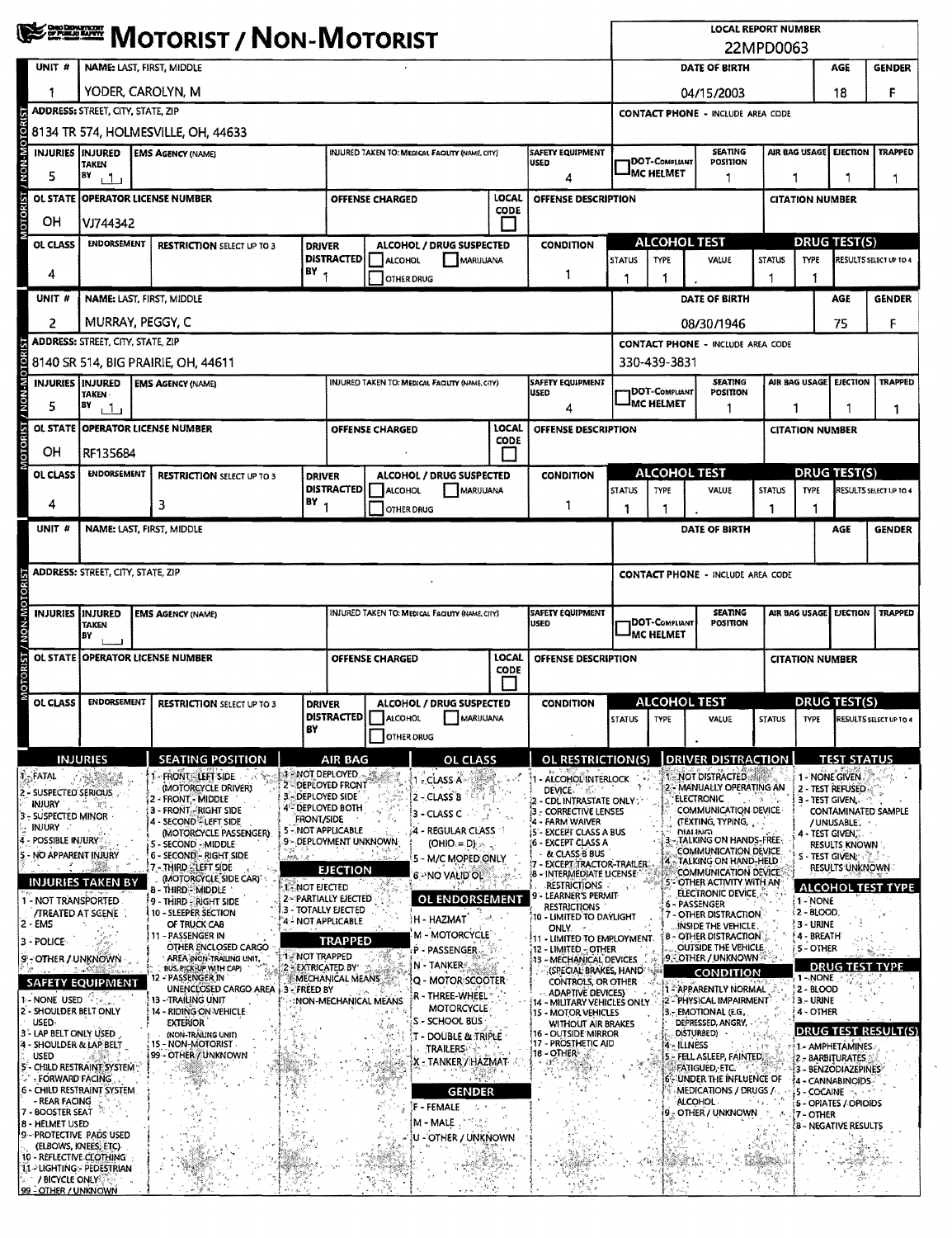# MOTORIST / NON-MOTORIST

**LOCAL REPORT NUMBER:** 22MPD0063

## Unit 1

| UNIT # | NAME: LAST, FIRST, MIDDLE | DATE OF BIRTH | AGE | GENDER |
|---|---|---|---|---|
| 1 | YODER, CAROLYN, M | 04/15/2003 | 18 | F |

| ADDRESS: STREET, CITY, STATE, ZIP | CONTACT PHONE - INCLUDE AREA CODE |
|---|---|
| 8134 TR 574, HOLMESVILLE, OH, 44633 | |

| INJURIES | INJURED TAKEN BY | EMS AGENCY (NAME) | INJURED TAKEN TO: MEDICAL FACILITY (NAME, CITY) | SAFETY EQUIPMENT USED | DOT-COMPLIANT MC HELMET | SEATING POSITION | AIR BAG USAGE | EJECTION | TRAPPED |
|---|---|---|---|---|---|---|---|---|---|
| 5 | 1 | | | 4 | | 1 | 1 | 1 | 1 |

| OL STATE | OPERATOR LICENSE NUMBER | OFFENSE CHARGED | LOCAL CODE | OFFENSE DESCRIPTION | CITATION NUMBER |
|---|---|---|---|---|---|
| OH | VJ744342 | | | | |

| OL CLASS | ENDORSEMENT | RESTRICTION SELECT UP TO 3 | DRIVER DISTRACTED BY | ALCOHOL / DRUG SUSPECTED | CONDITION | ALCOHOL TEST STATUS | ALCOHOL TEST TYPE | ALCOHOL TEST VALUE | DRUG TEST(S) STATUS | DRUG TEST(S) TYPE | RESULTS SELECT UP TO 4 |
|---|---|---|---|---|---|---|---|---|---|---|---|
| 4 | | | 1 | | 1 | 1 | 1 | . | 1 | 1 | |

## Unit 2

| UNIT # | NAME: LAST, FIRST, MIDDLE | DATE OF BIRTH | AGE | GENDER |
|---|---|---|---|---|
| 2 | MURRAY, PEGGY, C | 08/30/1946 | 75 | F |

| ADDRESS: STREET, CITY, STATE, ZIP | CONTACT PHONE - INCLUDE AREA CODE |
|---|---|
| 8140 SR 514, BIG PRAIRIE, OH, 44611 | 330-439-3831 |

| INJURIES | INJURED TAKEN BY | EMS AGENCY (NAME) | INJURED TAKEN TO: MEDICAL FACILITY (NAME, CITY) | SAFETY EQUIPMENT USED | DOT-COMPLIANT MC HELMET | SEATING POSITION | AIR BAG USAGE | EJECTION | TRAPPED |
|---|---|---|---|---|---|---|---|---|---|
| 5 | 1 | | | 4 | | 1 | 1 | 1 | 1 |

| OL STATE | OPERATOR LICENSE NUMBER | OFFENSE CHARGED | LOCAL CODE | OFFENSE DESCRIPTION | CITATION NUMBER |
|---|---|---|---|---|---|
| OH | RF135684 | | | | |

| OL CLASS | ENDORSEMENT | RESTRICTION SELECT UP TO 3 | DRIVER DISTRACTED BY | ALCOHOL / DRUG SUSPECTED | CONDITION | ALCOHOL TEST STATUS | ALCOHOL TEST TYPE | ALCOHOL TEST VALUE | DRUG TEST(S) STATUS | DRUG TEST(S) TYPE | RESULTS SELECT UP TO 4 |
|---|---|---|---|---|---|---|---|---|---|---|---|
| 4 | | 3 | 1 | | 1 | 1 | 1 | . | 1 | 1 | |

## Unit (blank)

| UNIT # | NAME: LAST, FIRST, MIDDLE | DATE OF BIRTH | AGE | GENDER |
|---|---|---|---|---|
| | | | | |

| ADDRESS: STREET, CITY, STATE, ZIP | CONTACT PHONE - INCLUDE AREA CODE |
|---|---|
| | |

| INJURIES | INJURED TAKEN BY | EMS AGENCY (NAME) | INJURED TAKEN TO: MEDICAL FACILITY (NAME, CITY) | SAFETY EQUIPMENT USED | DOT-COMPLIANT MC HELMET | SEATING POSITION | AIR BAG USAGE | EJECTION | TRAPPED |
|---|---|---|---|---|---|---|---|---|---|
| | | | | | | | | | |

| OL STATE | OPERATOR LICENSE NUMBER | OFFENSE CHARGED | LOCAL CODE | OFFENSE DESCRIPTION | CITATION NUMBER |
|---|---|---|---|---|---|
| | | | | | |

| OL CLASS | ENDORSEMENT | RESTRICTION SELECT UP TO 3 | DRIVER DISTRACTED BY | ALCOHOL / DRUG SUSPECTED | CONDITION | ALCOHOL TEST STATUS | ALCOHOL TEST TYPE | ALCOHOL TEST VALUE | DRUG TEST(S) STATUS | DRUG TEST(S) TYPE | RESULTS SELECT UP TO 4 |
|---|---|---|---|---|---|---|---|---|---|---|---|
| | | | | | | | | . | | | |

## Codes

**INJURIES**
1 - FATAL
2 - SUSPECTED SERIOUS INJURY
3 - SUSPECTED MINOR INJURY
4 - POSSIBLE INJURY
5 - NO APPARENT INJURY

**INJURIES TAKEN BY**
1 - NOT TRANSPORTED /TREATED AT SCENE
2 - EMS
3 - POLICE
9 - OTHER / UNKNOWN

**SAFETY EQUIPMENT**
1 - NONE USED
2 - SHOULDER BELT ONLY USED
3 - LAP BELT ONLY USED
4 - SHOULDER & LAP BELT USED
5 - CHILD RESTRAINT SYSTEM - FORWARD FACING
6 - CHILD RESTRAINT SYSTEM - REAR FACING
7 - BOOSTER SEAT
8 - HELMET USED
9 - PROTECTIVE PADS USED (ELBOWS, KNEES, ETC)
10 - REFLECTIVE CLOTHING
11 - LIGHTING - PEDESTRIAN / BICYCLE ONLY
99 - OTHER / UNKNOWN

**SEATING POSITION**
1 - FRONT - LEFT SIDE (MOTORCYCLE DRIVER)
2 - FRONT - MIDDLE
3 - FRONT - RIGHT SIDE
4 - SECOND - LEFT SIDE (MOTORCYCLE PASSENGER)
5 - SECOND - MIDDLE
6 - SECOND - RIGHT SIDE
7 - THIRD - LEFT SIDE (MOTORCYCLE SIDE CAR)
8 - THIRD - MIDDLE
9 - THIRD - RIGHT SIDE
10 - SLEEPER SECTION OF TRUCK CAB
11 - PASSENGER IN OTHER ENCLOSED CARGO AREA (NON-TRAILING UNIT, BUS, PICK-UP WITH CAP)
12 - PASSENGER IN UNENCLOSED CARGO AREA
13 - TRAILING UNIT
14 - RIDING ON VEHICLE EXTERIOR (NON-TRAILING UNIT)
15 - NON-MOTORIST
99 - OTHER / UNKNOWN

**AIR BAG**
1 - NOT DEPLOYED
2 - DEPLOYED FRONT
3 - DEPLOYED SIDE
4 - DEPLOYED BOTH FRONT/SIDE
5 - NOT APPLICABLE
9 - DEPLOYMENT UNKNOWN

**EJECTION**
1 - NOT EJECTED
2 - PARTIALLY EJECTED
3 - TOTALLY EJECTED
4 - NOT APPLICABLE

**TRAPPED**
1 - NOT TRAPPED
2 - EXTRICATED BY MECHANICAL MEANS
3 - FREED BY NON-MECHANICAL MEANS

**OL CLASS**
1 - CLASS A
2 - CLASS B
3 - CLASS C
4 - REGULAR CLASS (OHIO = D)
5 - M/C MOPED ONLY
6 - NO VALID OL

**OL ENDORSEMENT**
H - HAZMAT
M - MOTORCYCLE
P - PASSENGER
N - TANKER
Q - MOTOR SCOOTER
R - THREE-WHEEL MOTORCYCLE
S - SCHOOL BUS
T - DOUBLE & TRIPLE TRAILERS
X - TANKER / HAZMAT

**GENDER**
F - FEMALE
M - MALE
U - OTHER / UNKNOWN

**OL RESTRICTION(S)**
1 - ALCOHOL INTERLOCK DEVICE
2 - CDL INTRASTATE ONLY
3 - CORRECTIVE LENSES
4 - FARM WAIVER
5 - EXCEPT CLASS A BUS
6 - EXCEPT CLASS A & CLASS B BUS
7 - EXCEPT TRACTOR-TRAILER
8 - INTERMEDIATE LICENSE RESTRICTIONS
9 - LEARNER'S PERMIT RESTRICTIONS
10 - LIMITED TO DAYLIGHT ONLY
11 - LIMITED TO EMPLOYMENT
12 - LIMITED - OTHER
13 - MECHANICAL DEVICES (SPECIAL BRAKES, HAND CONTROLS, OR OTHER ADAPTIVE DEVICES)
14 - MILITARY VEHICLES ONLY
15 - MOTOR VEHICLES WITHOUT AIR BRAKES
16 - OUTSIDE MIRROR
17 - PROSTHETIC AID
18 - OTHER

**DRIVER DISTRACTION**
1 - NOT DISTRACTED
2 - MANUALLY OPERATING AN ELECTRONIC COMMUNICATION DEVICE (TEXTING, TYPING, DIALING)
3 - TALKING ON HANDS-FREE COMMUNICATION DEVICE
4 - TALKING ON HAND-HELD COMMUNICATION DEVICE
5 - OTHER ACTIVITY WITH AN ELECTRONIC DEVICE
6 - PASSENGER
7 - OTHER DISTRACTION INSIDE THE VEHICLE
8 - OTHER DISTRACTION OUTSIDE THE VEHICLE
9 - OTHER / UNKNOWN

**CONDITION**
1 - APPARENTLY NORMAL
2 - PHYSICAL IMPAIRMENT
3 - EMOTIONAL (E.G., DEPRESSED, ANGRY, DISTURBED)
4 - ILLNESS
5 - FELL ASLEEP, FAINTED, FATIGUED, ETC.
6 - UNDER THE INFLUENCE OF MEDICATIONS / DRUGS / ALCOHOL
9 - OTHER / UNKNOWN

**TEST STATUS**
1 - NONE GIVEN
2 - TEST REFUSED
3 - TEST GIVEN, CONTAMINATED SAMPLE / UNUSABLE
4 - TEST GIVEN, RESULTS KNOWN
5 - TEST GIVEN, RESULTS UNKNOWN

**ALCOHOL TEST TYPE**
1 - NONE
2 - BLOOD
3 - URINE
4 - BREATH
5 - OTHER

**DRUG TEST TYPE**
1 - NONE
2 - BLOOD
3 - URINE
4 - OTHER

**DRUG TEST RESULT(S)**
1 - AMPHETAMINES
2 - BARBITURATES
3 - BENZODIAZEPINES
4 - CANNABINOIDS
5 - COCAINE
6 - OPIATES / OPIOIDS
7 - OTHER
8 - NEGATIVE RESULTS